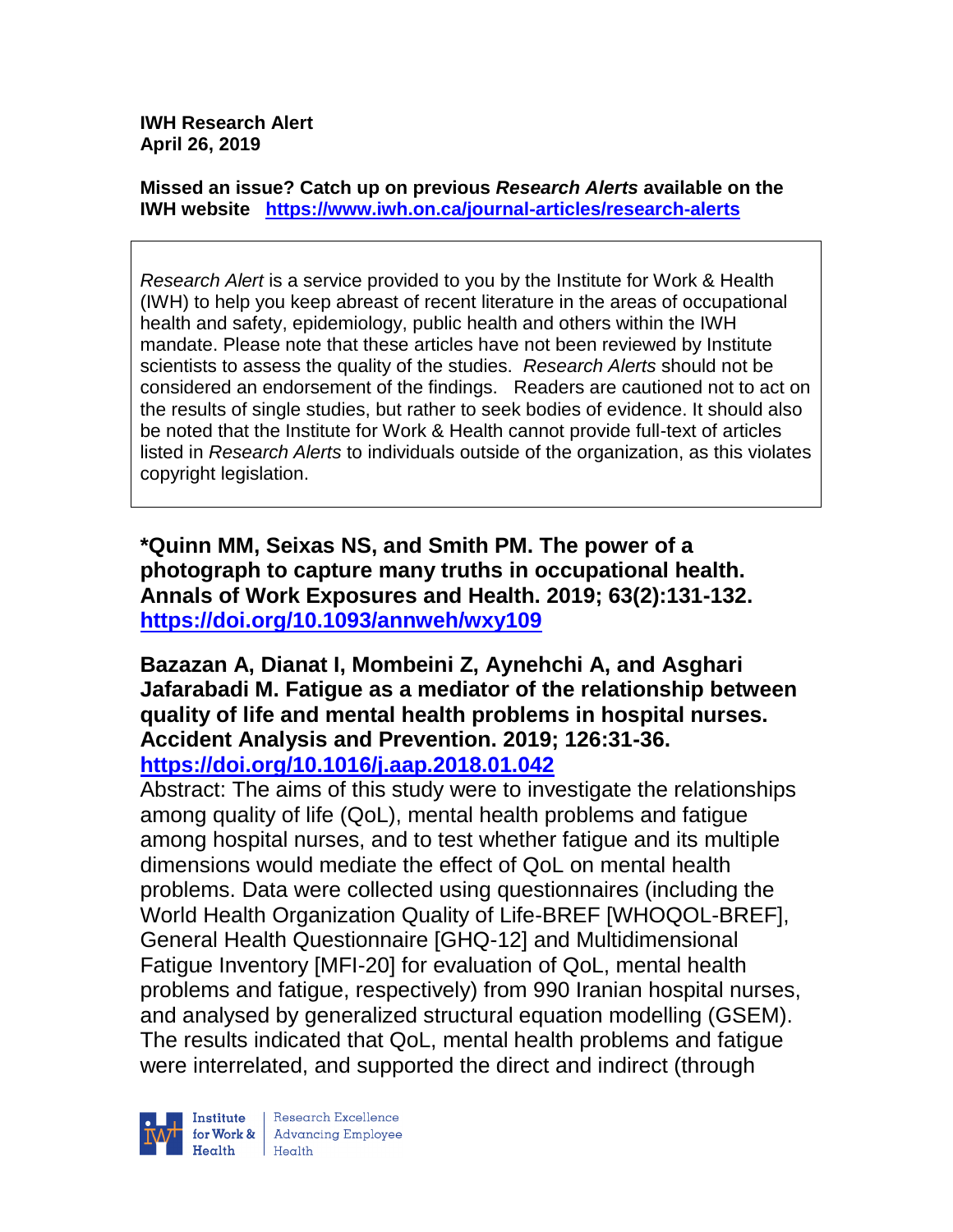**IWH Research Alert**
**April 26, 2019**

**Missed an issue? Catch up on previous *Research Alerts* available on the IWH website** **https://www.iwh.on.ca/journal-articles/research-alerts**

*Research Alert* is a service provided to you by the Institute for Work & Health (IWH) to help you keep abreast of recent literature in the areas of occupational health and safety, epidemiology, public health and others within the IWH mandate. Please note that these articles have not been reviewed by Institute scientists to assess the quality of the studies. *Research Alerts* should not be considered an endorsement of the findings. Readers are cautioned not to act on the results of single studies, but rather to seek bodies of evidence. It should also be noted that the Institute for Work & Health cannot provide full-text of articles listed in *Research Alerts* to individuals outside of the organization, as this violates copyright legislation.

**\*Quinn MM, Seixas NS, and Smith PM. The power of a photograph to capture many truths in occupational health. Annals of Work Exposures and Health. 2019; 63(2):131-132.**
**https://doi.org/10.1093/annweh/wxy109**

**Bazazan A, Dianat I, Mombeini Z, Aynehchi A, and Asghari Jafarabadi M. Fatigue as a mediator of the relationship between quality of life and mental health problems in hospital nurses. Accident Analysis and Prevention. 2019; 126:31-36.**
**https://doi.org/10.1016/j.aap.2018.01.042**

Abstract: The aims of this study were to investigate the relationships among quality of life (QoL), mental health problems and fatigue among hospital nurses, and to test whether fatigue and its multiple dimensions would mediate the effect of QoL on mental health problems. Data were collected using questionnaires (including the World Health Organization Quality of Life-BREF [WHOQOL-BREF], General Health Questionnaire [GHQ-12] and Multidimensional Fatigue Inventory [MFI-20] for evaluation of QoL, mental health problems and fatigue, respectively) from 990 Iranian hospital nurses, and analysed by generalized structural equation modelling (GSEM). The results indicated that QoL, mental health problems and fatigue were interrelated, and supported the direct and indirect (through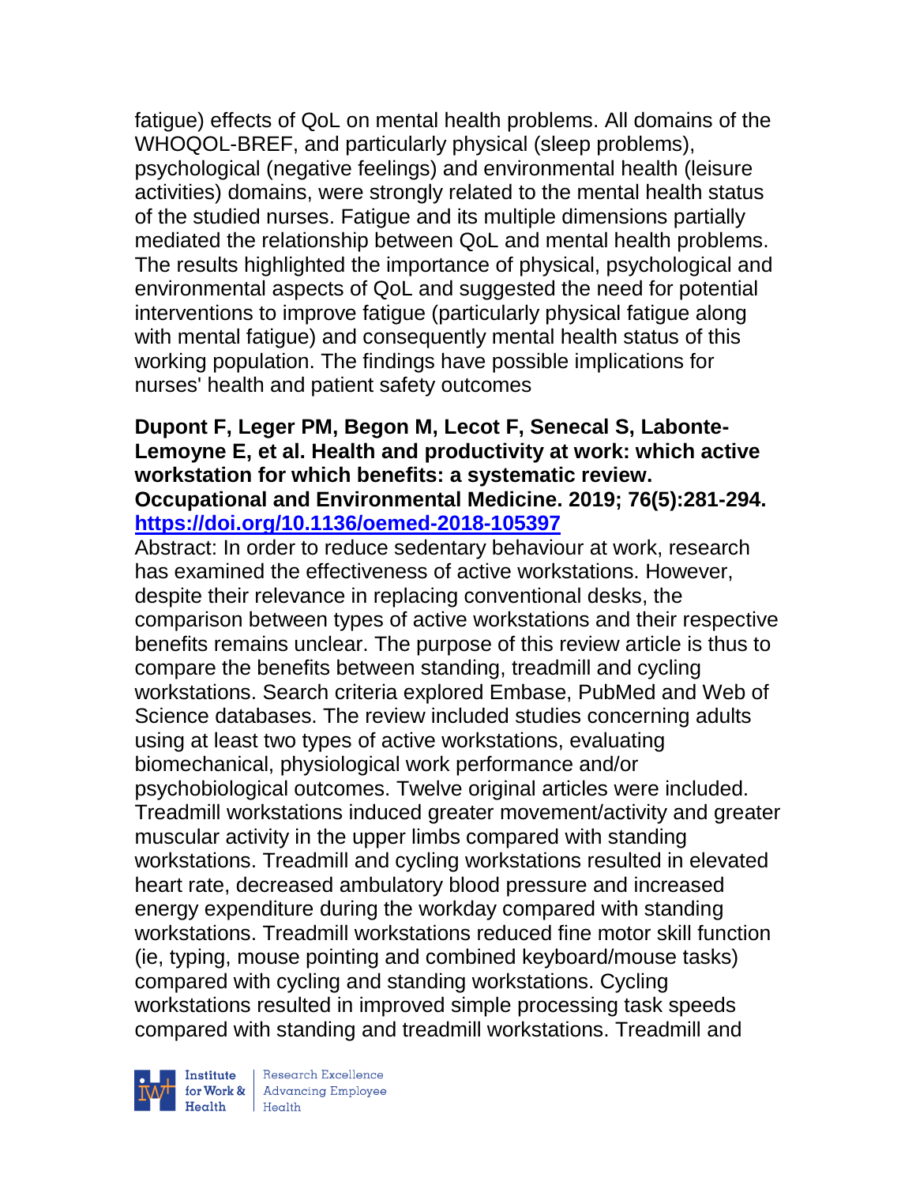fatigue) effects of QoL on mental health problems. All domains of the WHOQOL-BREF, and particularly physical (sleep problems), psychological (negative feelings) and environmental health (leisure activities) domains, were strongly related to the mental health status of the studied nurses. Fatigue and its multiple dimensions partially mediated the relationship between QoL and mental health problems. The results highlighted the importance of physical, psychological and environmental aspects of QoL and suggested the need for potential interventions to improve fatigue (particularly physical fatigue along with mental fatigue) and consequently mental health status of this working population. The findings have possible implications for nurses' health and patient safety outcomes

**Dupont F, Leger PM, Begon M, Lecot F, Senecal S, Labonte-Lemoyne E, et al. Health and productivity at work: which active workstation for which benefits: a systematic review. Occupational and Environmental Medicine. 2019; 76(5):281-294. https://doi.org/10.1136/oemed-2018-105397**

Abstract: In order to reduce sedentary behaviour at work, research has examined the effectiveness of active workstations. However, despite their relevance in replacing conventional desks, the comparison between types of active workstations and their respective benefits remains unclear. The purpose of this review article is thus to compare the benefits between standing, treadmill and cycling workstations. Search criteria explored Embase, PubMed and Web of Science databases. The review included studies concerning adults using at least two types of active workstations, evaluating biomechanical, physiological work performance and/or psychobiological outcomes. Twelve original articles were included. Treadmill workstations induced greater movement/activity and greater muscular activity in the upper limbs compared with standing workstations. Treadmill and cycling workstations resulted in elevated heart rate, decreased ambulatory blood pressure and increased energy expenditure during the workday compared with standing workstations. Treadmill workstations reduced fine motor skill function (ie, typing, mouse pointing and combined keyboard/mouse tasks) compared with cycling and standing workstations. Cycling workstations resulted in improved simple processing task speeds compared with standing and treadmill workstations. Treadmill and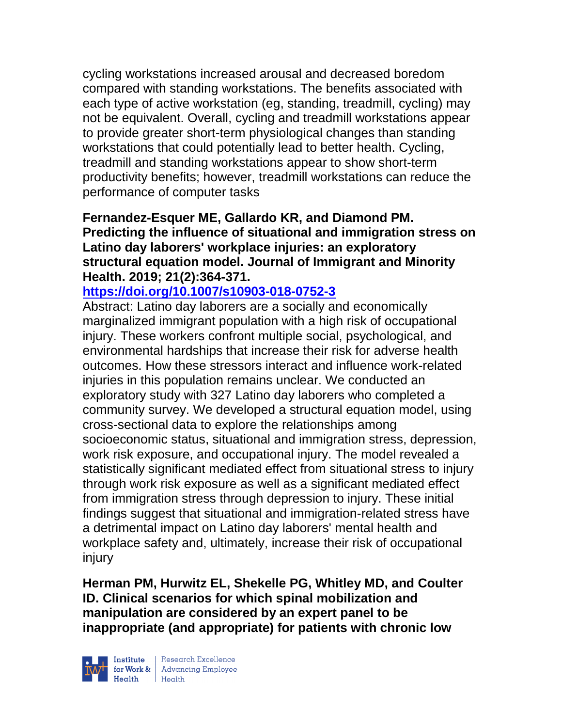cycling workstations increased arousal and decreased boredom compared with standing workstations. The benefits associated with each type of active workstation (eg, standing, treadmill, cycling) may not be equivalent. Overall, cycling and treadmill workstations appear to provide greater short-term physiological changes than standing workstations that could potentially lead to better health. Cycling, treadmill and standing workstations appear to show short-term productivity benefits; however, treadmill workstations can reduce the performance of computer tasks

**Fernandez-Esquer ME, Gallardo KR, and Diamond PM. Predicting the influence of situational and immigration stress on Latino day laborers' workplace injuries: an exploratory structural equation model. Journal of Immigrant and Minority Health. 2019; 21(2):364-371.**
**https://doi.org/10.1007/s10903-018-0752-3**

Abstract: Latino day laborers are a socially and economically marginalized immigrant population with a high risk of occupational injury. These workers confront multiple social, psychological, and environmental hardships that increase their risk for adverse health outcomes. How these stressors interact and influence work-related injuries in this population remains unclear. We conducted an exploratory study with 327 Latino day laborers who completed a community survey. We developed a structural equation model, using cross-sectional data to explore the relationships among socioeconomic status, situational and immigration stress, depression, work risk exposure, and occupational injury. The model revealed a statistically significant mediated effect from situational stress to injury through work risk exposure as well as a significant mediated effect from immigration stress through depression to injury. These initial findings suggest that situational and immigration-related stress have a detrimental impact on Latino day laborers' mental health and workplace safety and, ultimately, increase their risk of occupational injury

**Herman PM, Hurwitz EL, Shekelle PG, Whitley MD, and Coulter ID. Clinical scenarios for which spinal mobilization and manipulation are considered by an expert panel to be inappropriate (and appropriate) for patients with chronic low**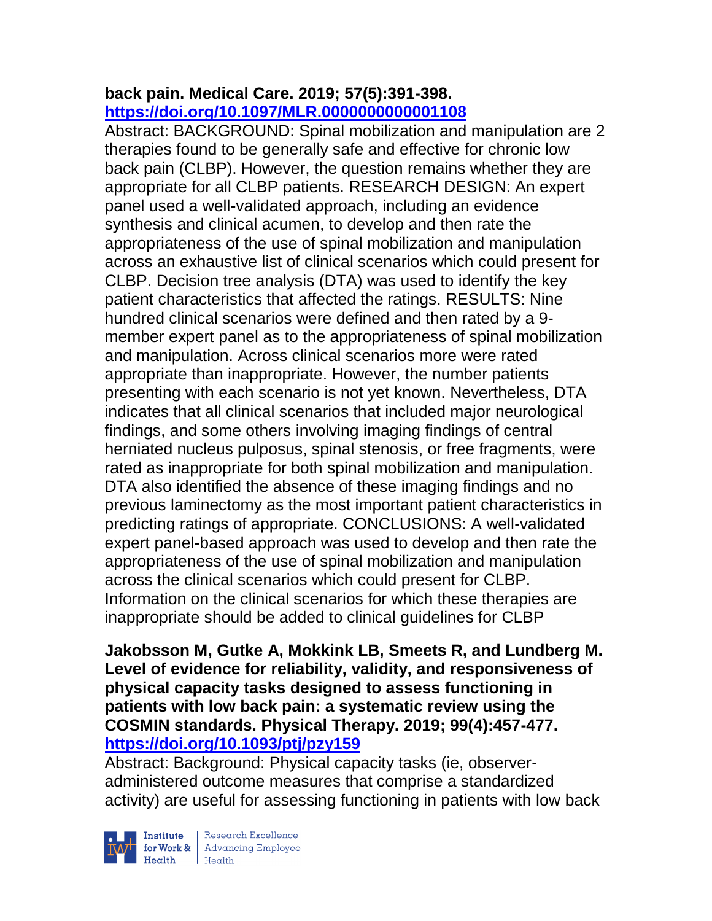**back pain. Medical Care. 2019; 57(5):391-398. https://doi.org/10.1097/MLR.0000000000001108**

Abstract: BACKGROUND: Spinal mobilization and manipulation are 2 therapies found to be generally safe and effective for chronic low back pain (CLBP). However, the question remains whether they are appropriate for all CLBP patients. RESEARCH DESIGN: An expert panel used a well-validated approach, including an evidence synthesis and clinical acumen, to develop and then rate the appropriateness of the use of spinal mobilization and manipulation across an exhaustive list of clinical scenarios which could present for CLBP. Decision tree analysis (DTA) was used to identify the key patient characteristics that affected the ratings. RESULTS: Nine hundred clinical scenarios were defined and then rated by a 9-member expert panel as to the appropriateness of spinal mobilization and manipulation. Across clinical scenarios more were rated appropriate than inappropriate. However, the number patients presenting with each scenario is not yet known. Nevertheless, DTA indicates that all clinical scenarios that included major neurological findings, and some others involving imaging findings of central herniated nucleus pulposus, spinal stenosis, or free fragments, were rated as inappropriate for both spinal mobilization and manipulation. DTA also identified the absence of these imaging findings and no previous laminectomy as the most important patient characteristics in predicting ratings of appropriate. CONCLUSIONS: A well-validated expert panel-based approach was used to develop and then rate the appropriateness of the use of spinal mobilization and manipulation across the clinical scenarios which could present for CLBP. Information on the clinical scenarios for which these therapies are inappropriate should be added to clinical guidelines for CLBP

**Jakobsson M, Gutke A, Mokkink LB, Smeets R, and Lundberg M. Level of evidence for reliability, validity, and responsiveness of physical capacity tasks designed to assess functioning in patients with low back pain: a systematic review using the COSMIN standards. Physical Therapy. 2019; 99(4):457-477. https://doi.org/10.1093/ptj/pzy159**

Abstract: Background: Physical capacity tasks (ie, observer-administered outcome measures that comprise a standardized activity) are useful for assessing functioning in patients with low back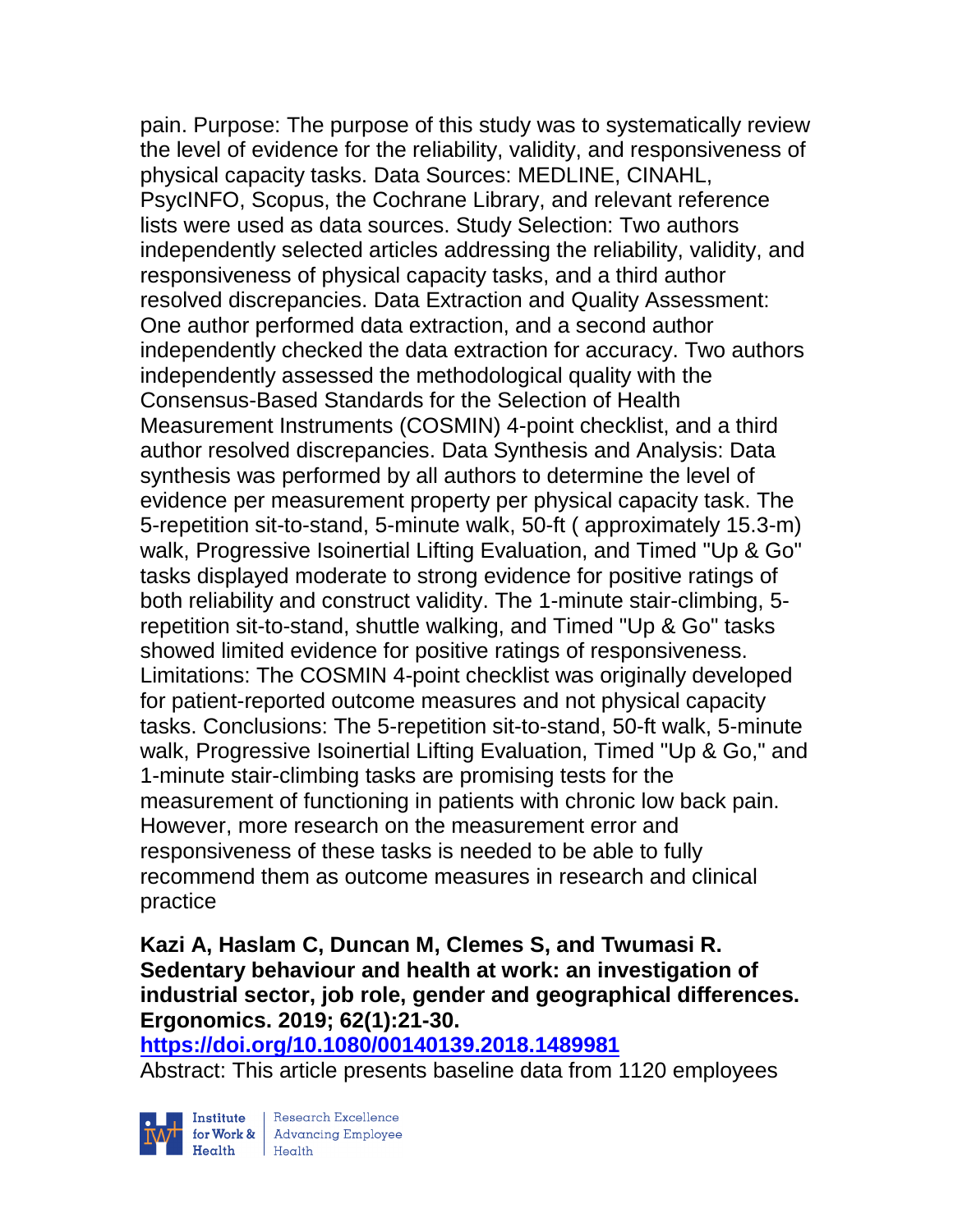pain. Purpose: The purpose of this study was to systematically review the level of evidence for the reliability, validity, and responsiveness of physical capacity tasks. Data Sources: MEDLINE, CINAHL, PsycINFO, Scopus, the Cochrane Library, and relevant reference lists were used as data sources. Study Selection: Two authors independently selected articles addressing the reliability, validity, and responsiveness of physical capacity tasks, and a third author resolved discrepancies. Data Extraction and Quality Assessment: One author performed data extraction, and a second author independently checked the data extraction for accuracy. Two authors independently assessed the methodological quality with the Consensus-Based Standards for the Selection of Health Measurement Instruments (COSMIN) 4-point checklist, and a third author resolved discrepancies. Data Synthesis and Analysis: Data synthesis was performed by all authors to determine the level of evidence per measurement property per physical capacity task. The 5-repetition sit-to-stand, 5-minute walk, 50-ft ( approximately 15.3-m) walk, Progressive Isoinertial Lifting Evaluation, and Timed "Up & Go" tasks displayed moderate to strong evidence for positive ratings of both reliability and construct validity. The 1-minute stair-climbing, 5-repetition sit-to-stand, shuttle walking, and Timed "Up & Go" tasks showed limited evidence for positive ratings of responsiveness. Limitations: The COSMIN 4-point checklist was originally developed for patient-reported outcome measures and not physical capacity tasks. Conclusions: The 5-repetition sit-to-stand, 50-ft walk, 5-minute walk, Progressive Isoinertial Lifting Evaluation, Timed "Up & Go," and 1-minute stair-climbing tasks are promising tests for the measurement of functioning in patients with chronic low back pain. However, more research on the measurement error and responsiveness of these tasks is needed to be able to fully recommend them as outcome measures in research and clinical practice

**Kazi A, Haslam C, Duncan M, Clemes S, and Twumasi R. Sedentary behaviour and health at work: an investigation of industrial sector, job role, gender and geographical differences. Ergonomics. 2019; 62(1):21-30.**
**https://doi.org/10.1080/00140139.2018.1489981**
Abstract: This article presents baseline data from 1120 employees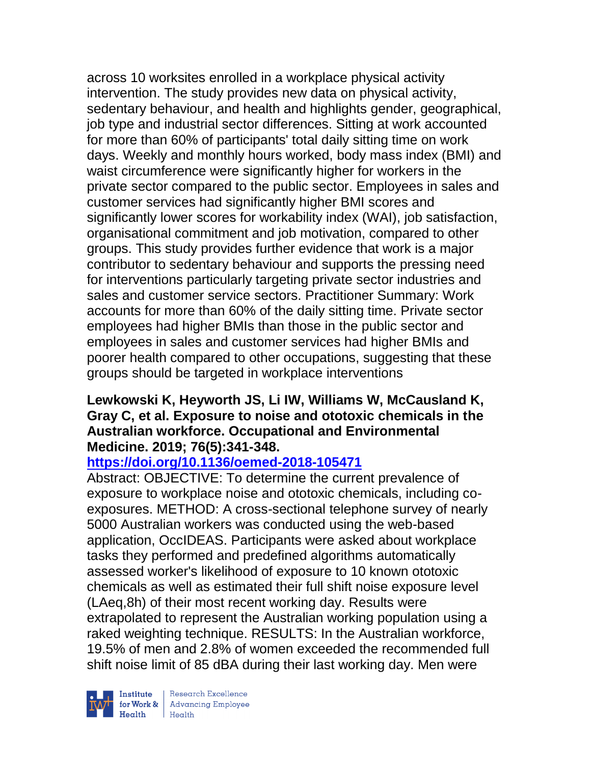across 10 worksites enrolled in a workplace physical activity intervention. The study provides new data on physical activity, sedentary behaviour, and health and highlights gender, geographical, job type and industrial sector differences. Sitting at work accounted for more than 60% of participants' total daily sitting time on work days. Weekly and monthly hours worked, body mass index (BMI) and waist circumference were significantly higher for workers in the private sector compared to the public sector. Employees in sales and customer services had significantly higher BMI scores and significantly lower scores for workability index (WAI), job satisfaction, organisational commitment and job motivation, compared to other groups. This study provides further evidence that work is a major contributor to sedentary behaviour and supports the pressing need for interventions particularly targeting private sector industries and sales and customer service sectors. Practitioner Summary: Work accounts for more than 60% of the daily sitting time. Private sector employees had higher BMIs than those in the public sector and employees in sales and customer services had higher BMIs and poorer health compared to other occupations, suggesting that these groups should be targeted in workplace interventions

**Lewkowski K, Heyworth JS, Li IW, Williams W, McCausland K, Gray C, et al. Exposure to noise and ototoxic chemicals in the Australian workforce. Occupational and Environmental Medicine. 2019; 76(5):341-348.**

**https://doi.org/10.1136/oemed-2018-105471**

Abstract: OBJECTIVE: To determine the current prevalence of exposure to workplace noise and ototoxic chemicals, including co-exposures. METHOD: A cross-sectional telephone survey of nearly 5000 Australian workers was conducted using the web-based application, OccIDEAS. Participants were asked about workplace tasks they performed and predefined algorithms automatically assessed worker's likelihood of exposure to 10 known ototoxic chemicals as well as estimated their full shift noise exposure level ($L_{Aeq,8h}$) of their most recent working day. Results were extrapolated to represent the Australian working population using a raked weighting technique. RESULTS: In the Australian workforce, 19.5% of men and 2.8% of women exceeded the recommended full shift noise limit of 85 dBA during their last working day. Men were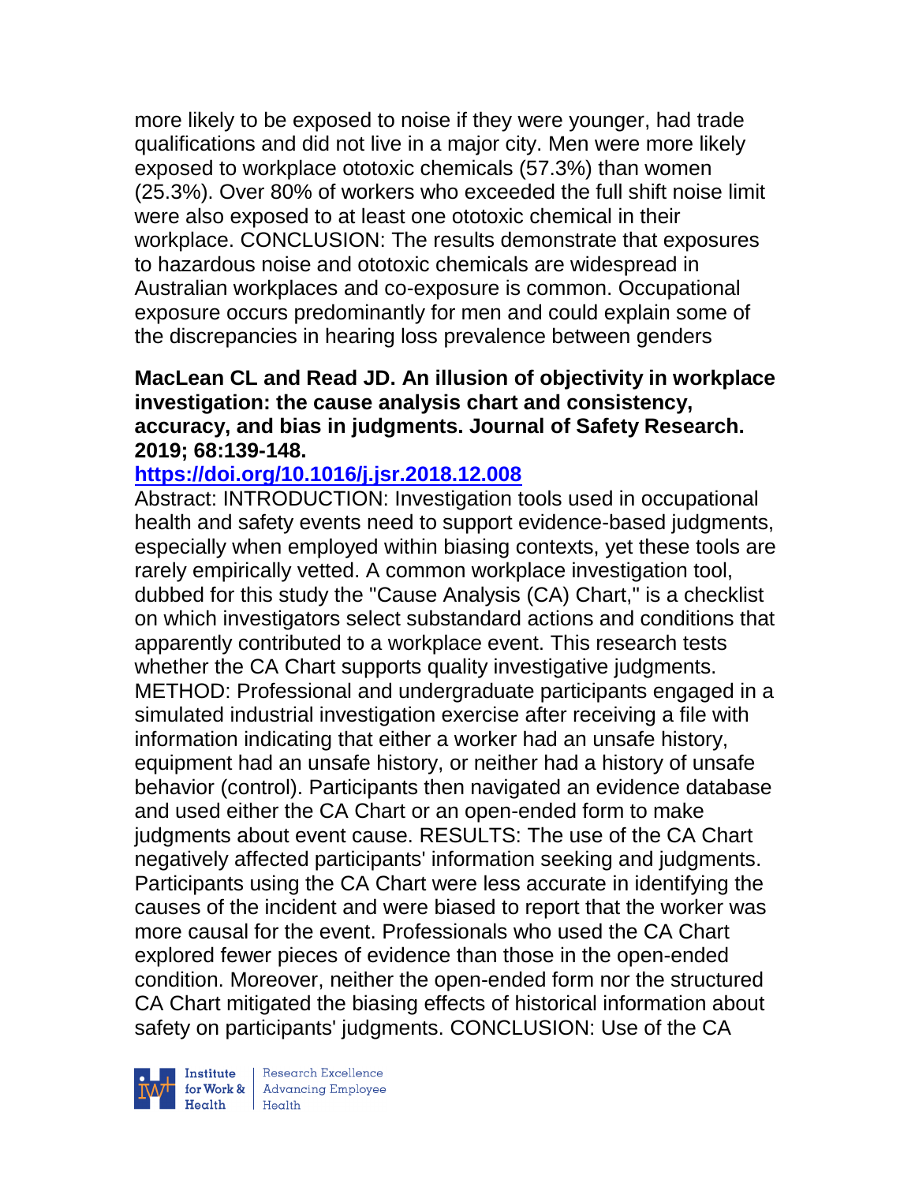more likely to be exposed to noise if they were younger, had trade qualifications and did not live in a major city. Men were more likely exposed to workplace ototoxic chemicals (57.3%) than women (25.3%). Over 80% of workers who exceeded the full shift noise limit were also exposed to at least one ototoxic chemical in their workplace. CONCLUSION: The results demonstrate that exposures to hazardous noise and ototoxic chemicals are widespread in Australian workplaces and co-exposure is common. Occupational exposure occurs predominantly for men and could explain some of the discrepancies in hearing loss prevalence between genders

**MacLean CL and Read JD. An illusion of objectivity in workplace investigation: the cause analysis chart and consistency, accuracy, and bias in judgments. Journal of Safety Research. 2019; 68:139-148.**

**https://doi.org/10.1016/j.jsr.2018.12.008**

Abstract: INTRODUCTION: Investigation tools used in occupational health and safety events need to support evidence-based judgments, especially when employed within biasing contexts, yet these tools are rarely empirically vetted. A common workplace investigation tool, dubbed for this study the "Cause Analysis (CA) Chart," is a checklist on which investigators select substandard actions and conditions that apparently contributed to a workplace event. This research tests whether the CA Chart supports quality investigative judgments. METHOD: Professional and undergraduate participants engaged in a simulated industrial investigation exercise after receiving a file with information indicating that either a worker had an unsafe history, equipment had an unsafe history, or neither had a history of unsafe behavior (control). Participants then navigated an evidence database and used either the CA Chart or an open-ended form to make judgments about event cause. RESULTS: The use of the CA Chart negatively affected participants' information seeking and judgments. Participants using the CA Chart were less accurate in identifying the causes of the incident and were biased to report that the worker was more causal for the event. Professionals who used the CA Chart explored fewer pieces of evidence than those in the open-ended condition. Moreover, neither the open-ended form nor the structured CA Chart mitigated the biasing effects of historical information about safety on participants' judgments. CONCLUSION: Use of the CA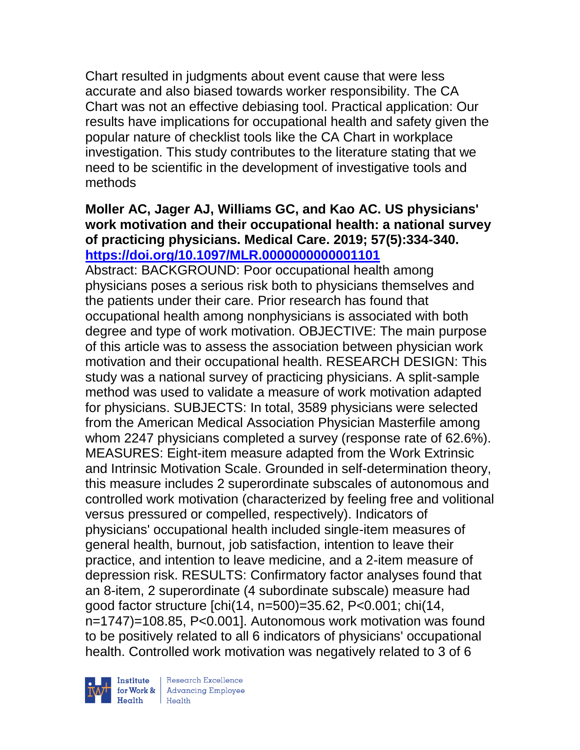Chart resulted in judgments about event cause that were less accurate and also biased towards worker responsibility. The CA Chart was not an effective debiasing tool. Practical application: Our results have implications for occupational health and safety given the popular nature of checklist tools like the CA Chart in workplace investigation. This study contributes to the literature stating that we need to be scientific in the development of investigative tools and methods

**Moller AC, Jager AJ, Williams GC, and Kao AC. US physicians' work motivation and their occupational health: a national survey of practicing physicians. Medical Care. 2019; 57(5):334-340. https://doi.org/10.1097/MLR.0000000000001101**

Abstract: BACKGROUND: Poor occupational health among physicians poses a serious risk both to physicians themselves and the patients under their care. Prior research has found that occupational health among nonphysicians is associated with both degree and type of work motivation. OBJECTIVE: The main purpose of this article was to assess the association between physician work motivation and their occupational health. RESEARCH DESIGN: This study was a national survey of practicing physicians. A split-sample method was used to validate a measure of work motivation adapted for physicians. SUBJECTS: In total, 3589 physicians were selected from the American Medical Association Physician Masterfile among whom 2247 physicians completed a survey (response rate of 62.6%). MEASURES: Eight-item measure adapted from the Work Extrinsic and Intrinsic Motivation Scale. Grounded in self-determination theory, this measure includes 2 superordinate subscales of autonomous and controlled work motivation (characterized by feeling free and volitional versus pressured or compelled, respectively). Indicators of physicians' occupational health included single-item measures of general health, burnout, job satisfaction, intention to leave their practice, and intention to leave medicine, and a 2-item measure of depression risk. RESULTS: Confirmatory factor analyses found that an 8-item, 2 superordinate (4 subordinate subscale) measure had good factor structure [chi(14, n=500)=35.62, P<0.001; chi(14, n=1747)=108.85, P<0.001]. Autonomous work motivation was found to be positively related to all 6 indicators of physicians' occupational health. Controlled work motivation was negatively related to 3 of 6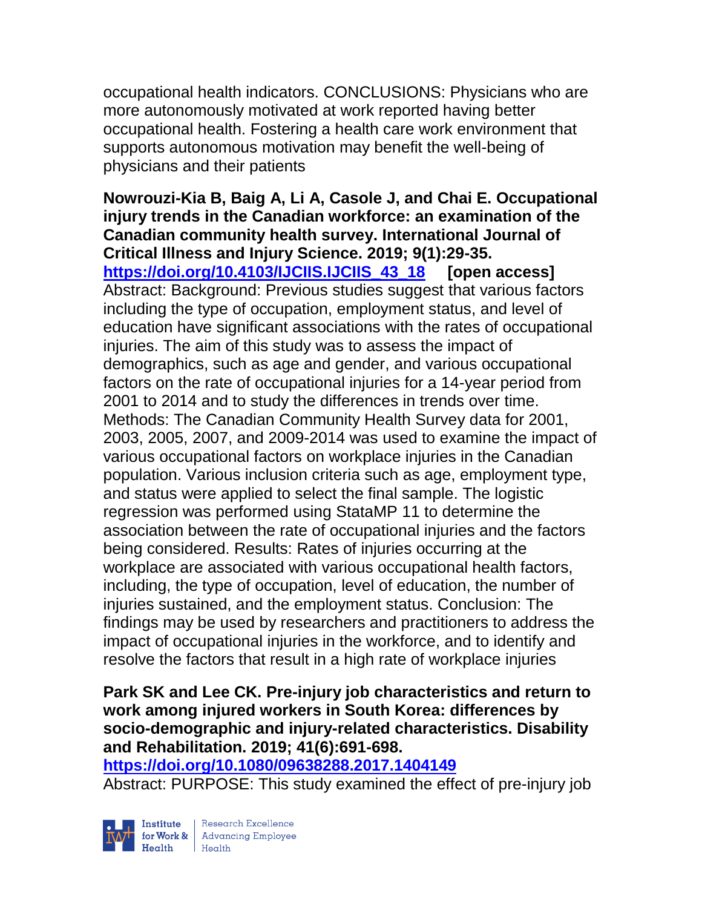occupational health indicators. CONCLUSIONS: Physicians who are more autonomously motivated at work reported having better occupational health. Fostering a health care work environment that supports autonomous motivation may benefit the well-being of physicians and their patients

**Nowrouzi-Kia B, Baig A, Li A, Casole J, and Chai E. Occupational injury trends in the Canadian workforce: an examination of the Canadian community health survey. International Journal of Critical Illness and Injury Science. 2019; 9(1):29-35. https://doi.org/10.4103/IJCIIS.IJCIIS_43_18 [open access]**
Abstract: Background: Previous studies suggest that various factors including the type of occupation, employment status, and level of education have significant associations with the rates of occupational injuries. The aim of this study was to assess the impact of demographics, such as age and gender, and various occupational factors on the rate of occupational injuries for a 14-year period from 2001 to 2014 and to study the differences in trends over time. Methods: The Canadian Community Health Survey data for 2001, 2003, 2005, 2007, and 2009-2014 was used to examine the impact of various occupational factors on workplace injuries in the Canadian population. Various inclusion criteria such as age, employment type, and status were applied to select the final sample. The logistic regression was performed using StataMP 11 to determine the association between the rate of occupational injuries and the factors being considered. Results: Rates of injuries occurring at the workplace are associated with various occupational health factors, including, the type of occupation, level of education, the number of injuries sustained, and the employment status. Conclusion: The findings may be used by researchers and practitioners to address the impact of occupational injuries in the workforce, and to identify and resolve the factors that result in a high rate of workplace injuries

**Park SK and Lee CK. Pre-injury job characteristics and return to work among injured workers in South Korea: differences by socio-demographic and injury-related characteristics. Disability and Rehabilitation. 2019; 41(6):691-698. https://doi.org/10.1080/09638288.2017.1404149**
Abstract: PURPOSE: This study examined the effect of pre-injury job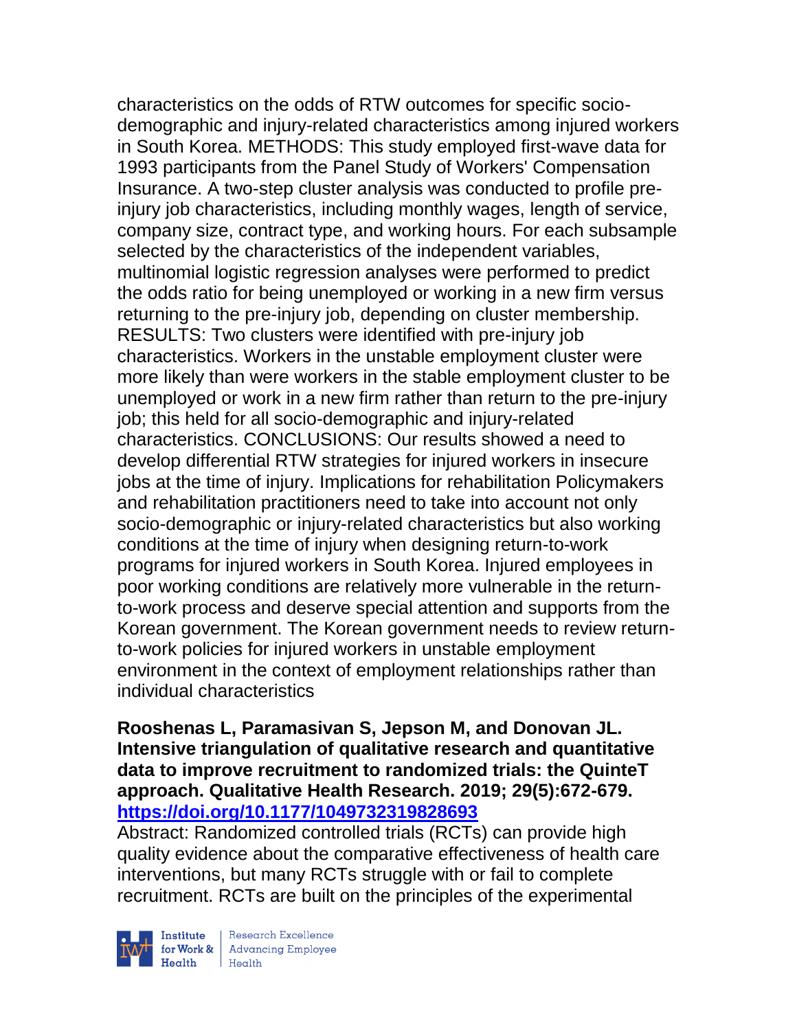characteristics on the odds of RTW outcomes for specific socio-demographic and injury-related characteristics among injured workers in South Korea. METHODS: This study employed first-wave data for 1993 participants from the Panel Study of Workers' Compensation Insurance. A two-step cluster analysis was conducted to profile pre-injury job characteristics, including monthly wages, length of service, company size, contract type, and working hours. For each subsample selected by the characteristics of the independent variables, multinomial logistic regression analyses were performed to predict the odds ratio for being unemployed or working in a new firm versus returning to the pre-injury job, depending on cluster membership. RESULTS: Two clusters were identified with pre-injury job characteristics. Workers in the unstable employment cluster were more likely than were workers in the stable employment cluster to be unemployed or work in a new firm rather than return to the pre-injury job; this held for all socio-demographic and injury-related characteristics. CONCLUSIONS: Our results showed a need to develop differential RTW strategies for injured workers in insecure jobs at the time of injury. Implications for rehabilitation Policymakers and rehabilitation practitioners need to take into account not only socio-demographic or injury-related characteristics but also working conditions at the time of injury when designing return-to-work programs for injured workers in South Korea. Injured employees in poor working conditions are relatively more vulnerable in the return-to-work process and deserve special attention and supports from the Korean government. The Korean government needs to review return-to-work policies for injured workers in unstable employment environment in the context of employment relationships rather than individual characteristics

**Rooshenas L, Paramasivan S, Jepson M, and Donovan JL. Intensive triangulation of qualitative research and quantitative data to improve recruitment to randomized trials: the QuinteT approach. Qualitative Health Research. 2019; 29(5):672-679. https://doi.org/10.1177/1049732319828693**

Abstract: Randomized controlled trials (RCTs) can provide high quality evidence about the comparative effectiveness of health care interventions, but many RCTs struggle with or fail to complete recruitment. RCTs are built on the principles of the experimental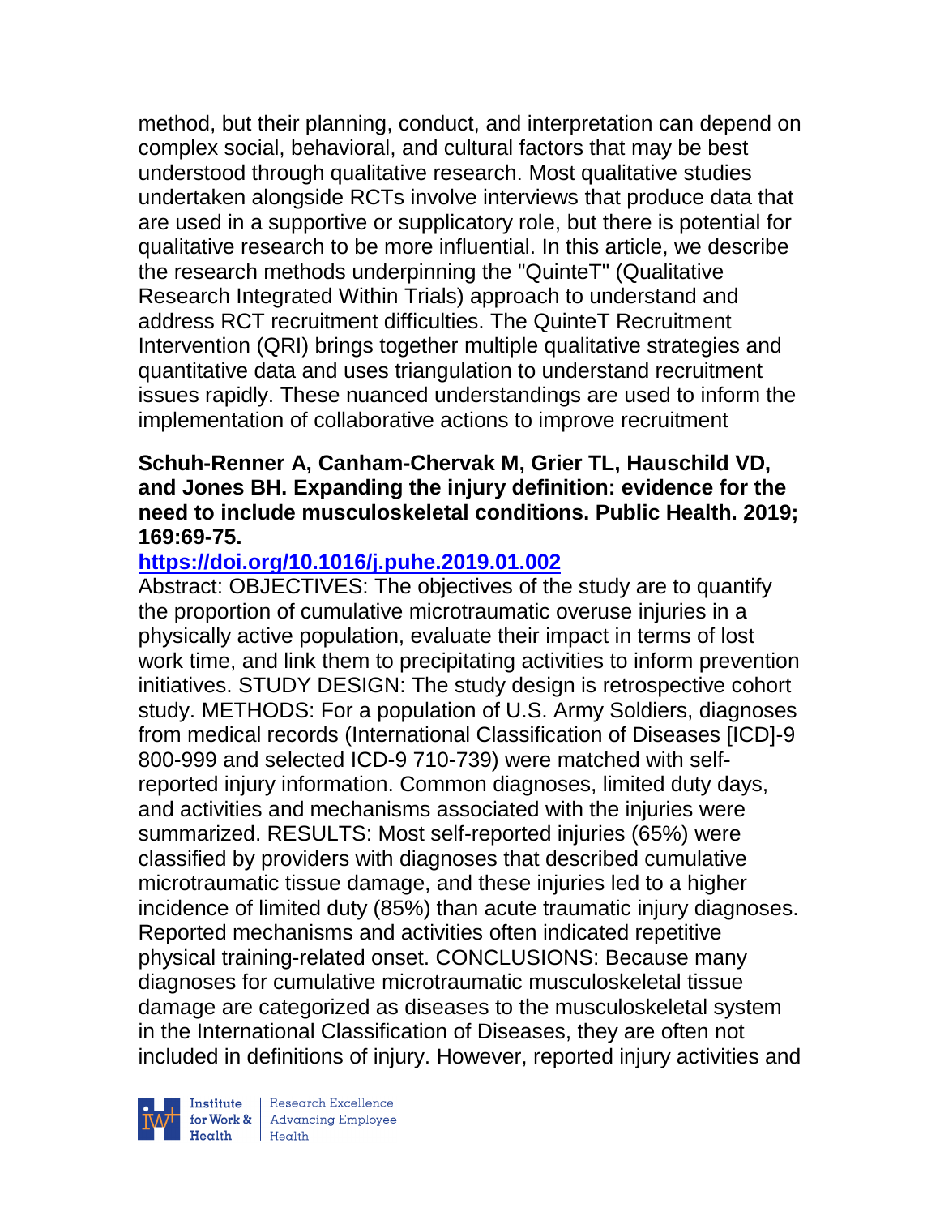method, but their planning, conduct, and interpretation can depend on complex social, behavioral, and cultural factors that may be best understood through qualitative research. Most qualitative studies undertaken alongside RCTs involve interviews that produce data that are used in a supportive or supplicatory role, but there is potential for qualitative research to be more influential. In this article, we describe the research methods underpinning the "QuinteT" (Qualitative Research Integrated Within Trials) approach to understand and address RCT recruitment difficulties. The QuinteT Recruitment Intervention (QRI) brings together multiple qualitative strategies and quantitative data and uses triangulation to understand recruitment issues rapidly. These nuanced understandings are used to inform the implementation of collaborative actions to improve recruitment

**Schuh-Renner A, Canham-Chervak M, Grier TL, Hauschild VD, and Jones BH. Expanding the injury definition: evidence for the need to include musculoskeletal conditions. Public Health. 2019; 169:69-75.**

**https://doi.org/10.1016/j.puhe.2019.01.002**

Abstract: OBJECTIVES: The objectives of the study are to quantify the proportion of cumulative microtraumatic overuse injuries in a physically active population, evaluate their impact in terms of lost work time, and link them to precipitating activities to inform prevention initiatives. STUDY DESIGN: The study design is retrospective cohort study. METHODS: For a population of U.S. Army Soldiers, diagnoses from medical records (International Classification of Diseases [ICD]-9 800-999 and selected ICD-9 710-739) were matched with self-reported injury information. Common diagnoses, limited duty days, and activities and mechanisms associated with the injuries were summarized. RESULTS: Most self-reported injuries (65%) were classified by providers with diagnoses that described cumulative microtraumatic tissue damage, and these injuries led to a higher incidence of limited duty (85%) than acute traumatic injury diagnoses. Reported mechanisms and activities often indicated repetitive physical training-related onset. CONCLUSIONS: Because many diagnoses for cumulative microtraumatic musculoskeletal tissue damage are categorized as diseases to the musculoskeletal system in the International Classification of Diseases, they are often not included in definitions of injury. However, reported injury activities and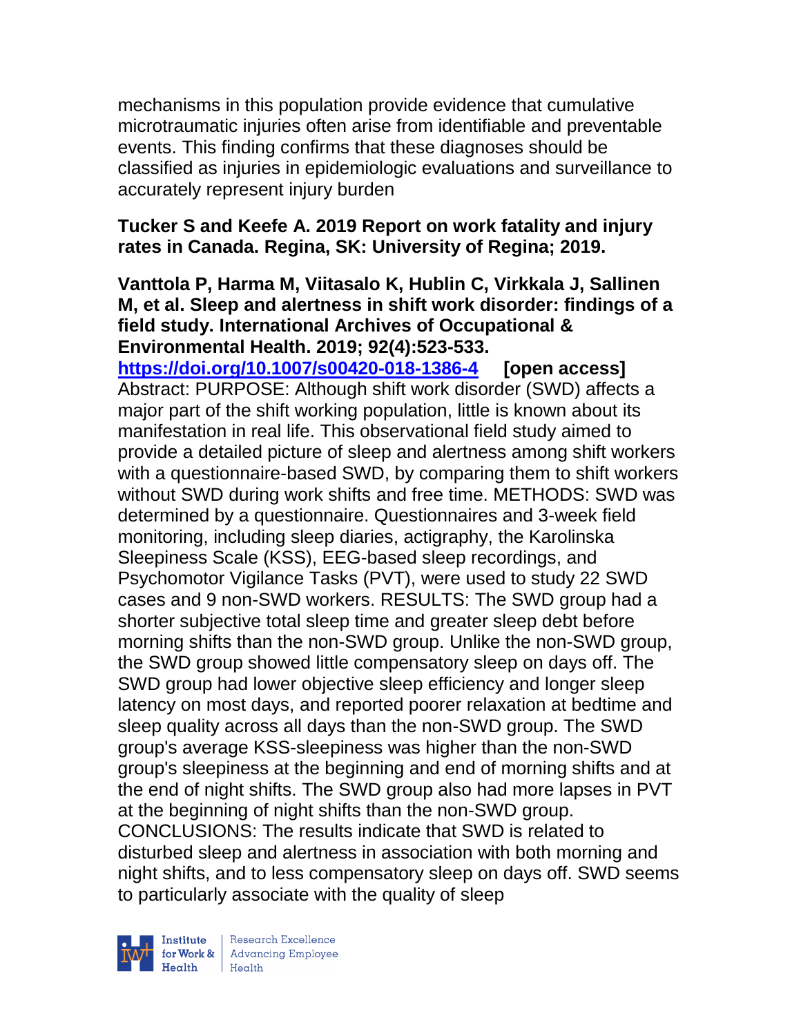mechanisms in this population provide evidence that cumulative microtraumatic injuries often arise from identifiable and preventable events. This finding confirms that these diagnoses should be classified as injuries in epidemiologic evaluations and surveillance to accurately represent injury burden

**Tucker S and Keefe A. 2019 Report on work fatality and injury rates in Canada. Regina, SK: University of Regina; 2019.**

**Vanttola P, Harma M, Viitasalo K, Hublin C, Virkkala J, Sallinen M, et al. Sleep and alertness in shift work disorder: findings of a field study. International Archives of Occupational & Environmental Health. 2019; 92(4):523-533.**
**https://doi.org/10.1007/s00420-018-1386-4** **[open access]**
Abstract: PURPOSE: Although shift work disorder (SWD) affects a major part of the shift working population, little is known about its manifestation in real life. This observational field study aimed to provide a detailed picture of sleep and alertness among shift workers with a questionnaire-based SWD, by comparing them to shift workers without SWD during work shifts and free time. METHODS: SWD was determined by a questionnaire. Questionnaires and 3-week field monitoring, including sleep diaries, actigraphy, the Karolinska Sleepiness Scale (KSS), EEG-based sleep recordings, and Psychomotor Vigilance Tasks (PVT), were used to study 22 SWD cases and 9 non-SWD workers. RESULTS: The SWD group had a shorter subjective total sleep time and greater sleep debt before morning shifts than the non-SWD group. Unlike the non-SWD group, the SWD group showed little compensatory sleep on days off. The SWD group had lower objective sleep efficiency and longer sleep latency on most days, and reported poorer relaxation at bedtime and sleep quality across all days than the non-SWD group. The SWD group's average KSS-sleepiness was higher than the non-SWD group's sleepiness at the beginning and end of morning shifts and at the end of night shifts. The SWD group also had more lapses in PVT at the beginning of night shifts than the non-SWD group. CONCLUSIONS: The results indicate that SWD is related to disturbed sleep and alertness in association with both morning and night shifts, and to less compensatory sleep on days off. SWD seems to particularly associate with the quality of sleep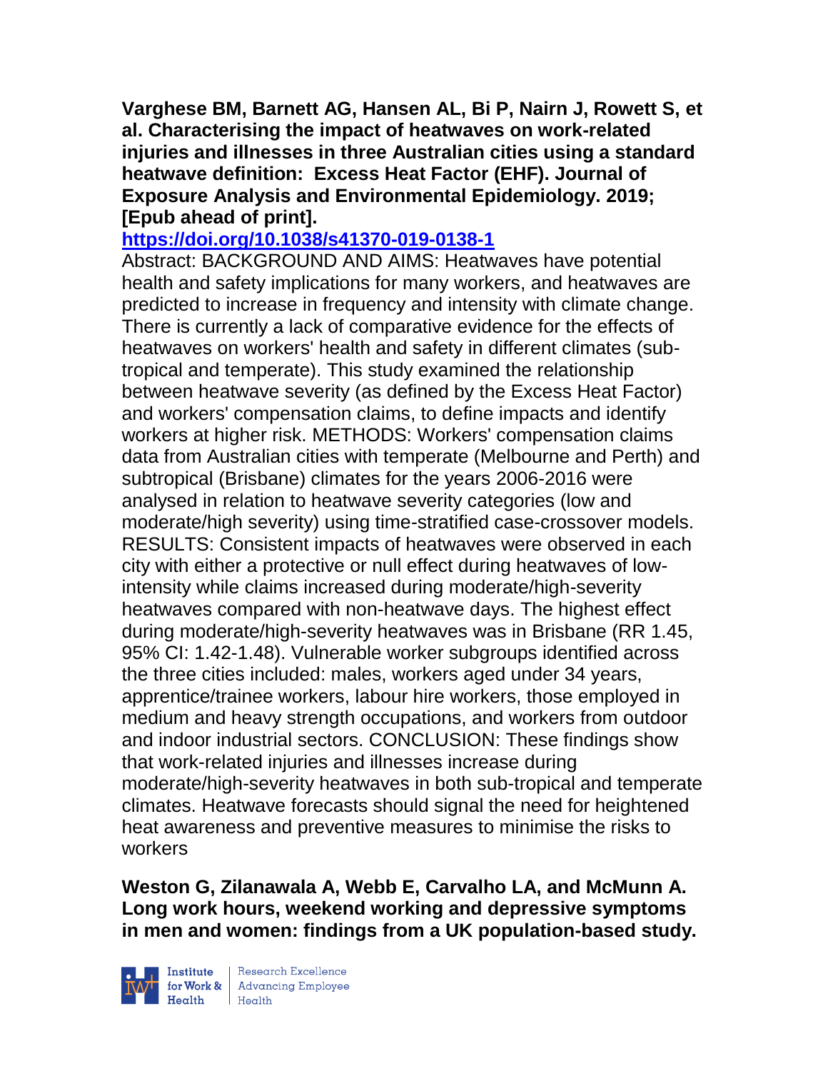**Varghese BM, Barnett AG, Hansen AL, Bi P, Nairn J, Rowett S, et al. Characterising the impact of heatwaves on work-related injuries and illnesses in three Australian cities using a standard heatwave definition: Excess Heat Factor (EHF). Journal of Exposure Analysis and Environmental Epidemiology. 2019; [Epub ahead of print].**

**https://doi.org/10.1038/s41370-019-0138-1**

Abstract: BACKGROUND AND AIMS: Heatwaves have potential health and safety implications for many workers, and heatwaves are predicted to increase in frequency and intensity with climate change. There is currently a lack of comparative evidence for the effects of heatwaves on workers' health and safety in different climates (sub-tropical and temperate). This study examined the relationship between heatwave severity (as defined by the Excess Heat Factor) and workers' compensation claims, to define impacts and identify workers at higher risk. METHODS: Workers' compensation claims data from Australian cities with temperate (Melbourne and Perth) and subtropical (Brisbane) climates for the years 2006-2016 were analysed in relation to heatwave severity categories (low and moderate/high severity) using time-stratified case-crossover models. RESULTS: Consistent impacts of heatwaves were observed in each city with either a protective or null effect during heatwaves of low-intensity while claims increased during moderate/high-severity heatwaves compared with non-heatwave days. The highest effect during moderate/high-severity heatwaves was in Brisbane (RR 1.45, 95% CI: 1.42-1.48). Vulnerable worker subgroups identified across the three cities included: males, workers aged under 34 years, apprentice/trainee workers, labour hire workers, those employed in medium and heavy strength occupations, and workers from outdoor and indoor industrial sectors. CONCLUSION: These findings show that work-related injuries and illnesses increase during moderate/high-severity heatwaves in both sub-tropical and temperate climates. Heatwave forecasts should signal the need for heightened heat awareness and preventive measures to minimise the risks to workers

**Weston G, Zilanawala A, Webb E, Carvalho LA, and McMunn A. Long work hours, weekend working and depressive symptoms in men and women: findings from a UK population-based study.**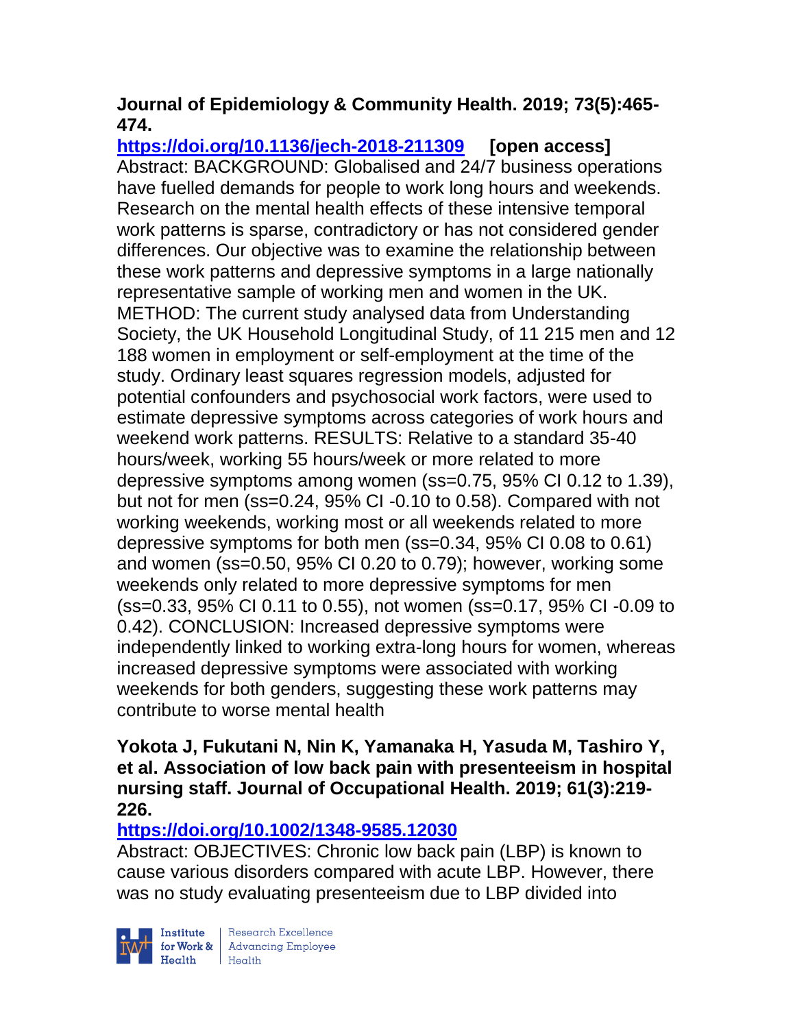**Journal of Epidemiology & Community Health. 2019; 73(5):465-474.**

**https://doi.org/10.1136/jech-2018-211309** **[open access]**

Abstract: BACKGROUND: Globalised and 24/7 business operations have fuelled demands for people to work long hours and weekends. Research on the mental health effects of these intensive temporal work patterns is sparse, contradictory or has not considered gender differences. Our objective was to examine the relationship between these work patterns and depressive symptoms in a large nationally representative sample of working men and women in the UK. METHOD: The current study analysed data from Understanding Society, the UK Household Longitudinal Study, of 11 215 men and 12 188 women in employment or self-employment at the time of the study. Ordinary least squares regression models, adjusted for potential confounders and psychosocial work factors, were used to estimate depressive symptoms across categories of work hours and weekend work patterns. RESULTS: Relative to a standard 35-40 hours/week, working 55 hours/week or more related to more depressive symptoms among women (ss=0.75, 95% CI 0.12 to 1.39), but not for men (ss=0.24, 95% CI -0.10 to 0.58). Compared with not working weekends, working most or all weekends related to more depressive symptoms for both men (ss=0.34, 95% CI 0.08 to 0.61) and women (ss=0.50, 95% CI 0.20 to 0.79); however, working some weekends only related to more depressive symptoms for men (ss=0.33, 95% CI 0.11 to 0.55), not women (ss=0.17, 95% CI -0.09 to 0.42). CONCLUSION: Increased depressive symptoms were independently linked to working extra-long hours for women, whereas increased depressive symptoms were associated with working weekends for both genders, suggesting these work patterns may contribute to worse mental health

**Yokota J, Fukutani N, Nin K, Yamanaka H, Yasuda M, Tashiro Y, et al. Association of low back pain with presenteeism in hospital nursing staff. Journal of Occupational Health. 2019; 61(3):219-226.**

**https://doi.org/10.1002/1348-9585.12030**

Abstract: OBJECTIVES: Chronic low back pain (LBP) is known to cause various disorders compared with acute LBP. However, there was no study evaluating presenteeism due to LBP divided into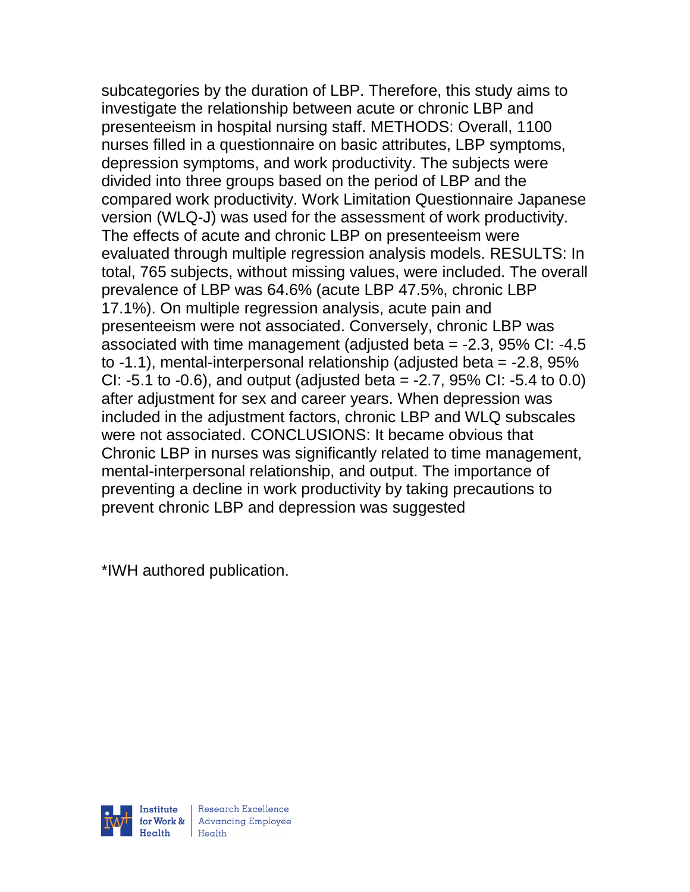subcategories by the duration of LBP. Therefore, this study aims to investigate the relationship between acute or chronic LBP and presenteeism in hospital nursing staff. METHODS: Overall, 1100 nurses filled in a questionnaire on basic attributes, LBP symptoms, depression symptoms, and work productivity. The subjects were divided into three groups based on the period of LBP and the compared work productivity. Work Limitation Questionnaire Japanese version (WLQ-J) was used for the assessment of work productivity. The effects of acute and chronic LBP on presenteeism were evaluated through multiple regression analysis models. RESULTS: In total, 765 subjects, without missing values, were included. The overall prevalence of LBP was 64.6% (acute LBP 47.5%, chronic LBP 17.1%). On multiple regression analysis, acute pain and presenteeism were not associated. Conversely, chronic LBP was associated with time management (adjusted beta = -2.3, 95% CI: -4.5 to -1.1), mental-interpersonal relationship (adjusted beta = -2.8, 95% CI: -5.1 to -0.6), and output (adjusted beta = -2.7, 95% CI: -5.4 to 0.0) after adjustment for sex and career years. When depression was included in the adjustment factors, chronic LBP and WLQ subscales were not associated. CONCLUSIONS: It became obvious that Chronic LBP in nurses was significantly related to time management, mental-interpersonal relationship, and output. The importance of preventing a decline in work productivity by taking precautions to prevent chronic LBP and depression was suggested

*IWH authored publication.